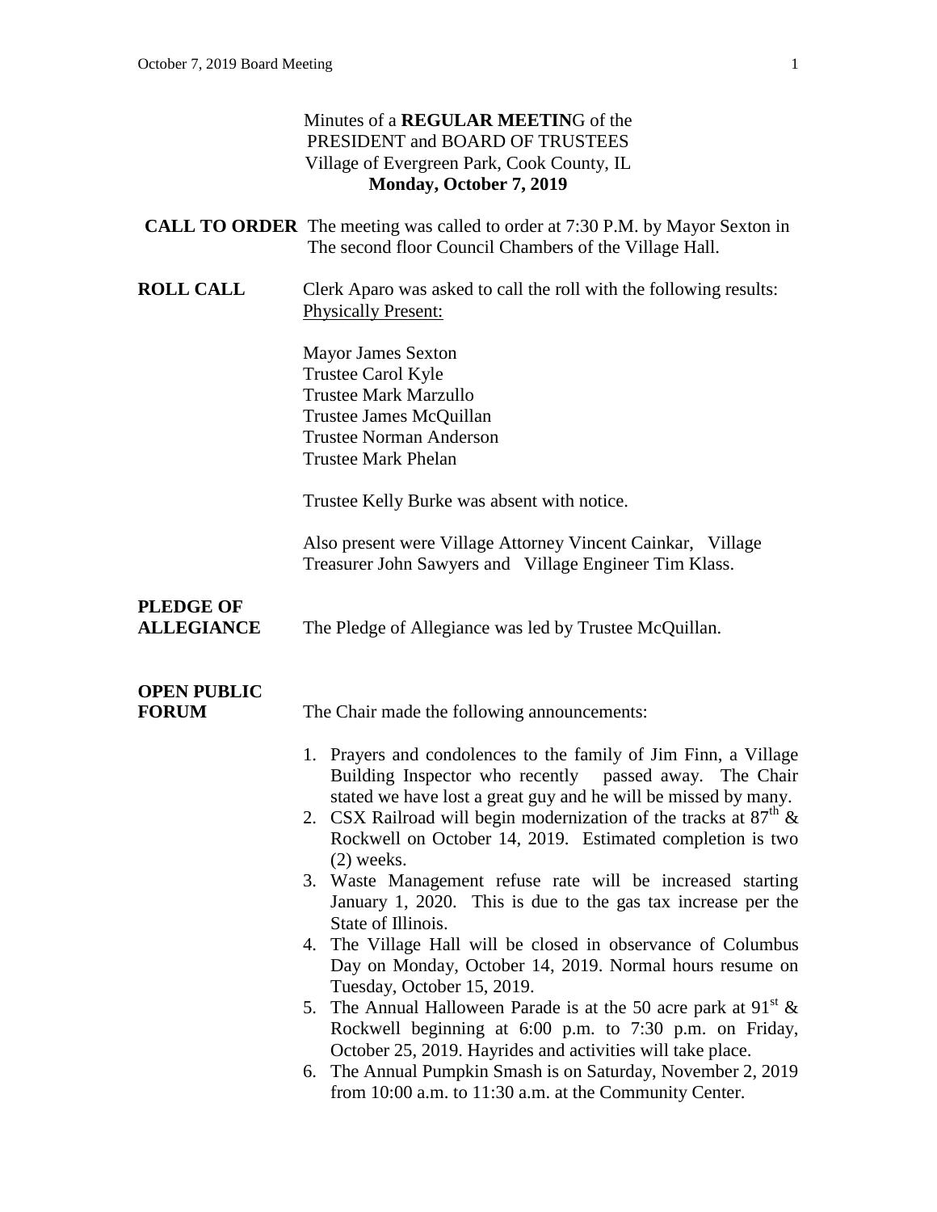Minutes of a **REGULAR MEETIN**G of the
PRESIDENT and BOARD OF TRUSTEES
Village of Evergreen Park, Cook County, IL
**Monday, October 7, 2019**

**CALL TO ORDER** The meeting was called to order at 7:30 P.M. by Mayor Sexton in The second floor Council Chambers of the Village Hall.

**ROLL CALL** Clerk Aparo was asked to call the roll with the following results:
Physically Present:

Mayor James Sexton
Trustee Carol Kyle
Trustee Mark Marzullo
Trustee James McQuillan
Trustee Norman Anderson
Trustee Mark Phelan

Trustee Kelly Burke was absent with notice.

Also present were Village Attorney Vincent Cainkar, Village Treasurer John Sawyers and Village Engineer Tim Klass.

**PLEDGE OF ALLEGIANCE** The Pledge of Allegiance was led by Trustee McQuillan.

**OPEN PUBLIC FORUM** The Chair made the following announcements:

1. Prayers and condolences to the family of Jim Finn, a Village Building Inspector who recently passed away. The Chair stated we have lost a great guy and he will be missed by many.
2. CSX Railroad will begin modernization of the tracks at 87th & Rockwell on October 14, 2019. Estimated completion is two (2) weeks.
3. Waste Management refuse rate will be increased starting January 1, 2020. This is due to the gas tax increase per the State of Illinois.
4. The Village Hall will be closed in observance of Columbus Day on Monday, October 14, 2019. Normal hours resume on Tuesday, October 15, 2019.
5. The Annual Halloween Parade is at the 50 acre park at 91st & Rockwell beginning at 6:00 p.m. to 7:30 p.m. on Friday, October 25, 2019. Hayrides and activities will take place.
6. The Annual Pumpkin Smash is on Saturday, November 2, 2019 from 10:00 a.m. to 11:30 a.m. at the Community Center.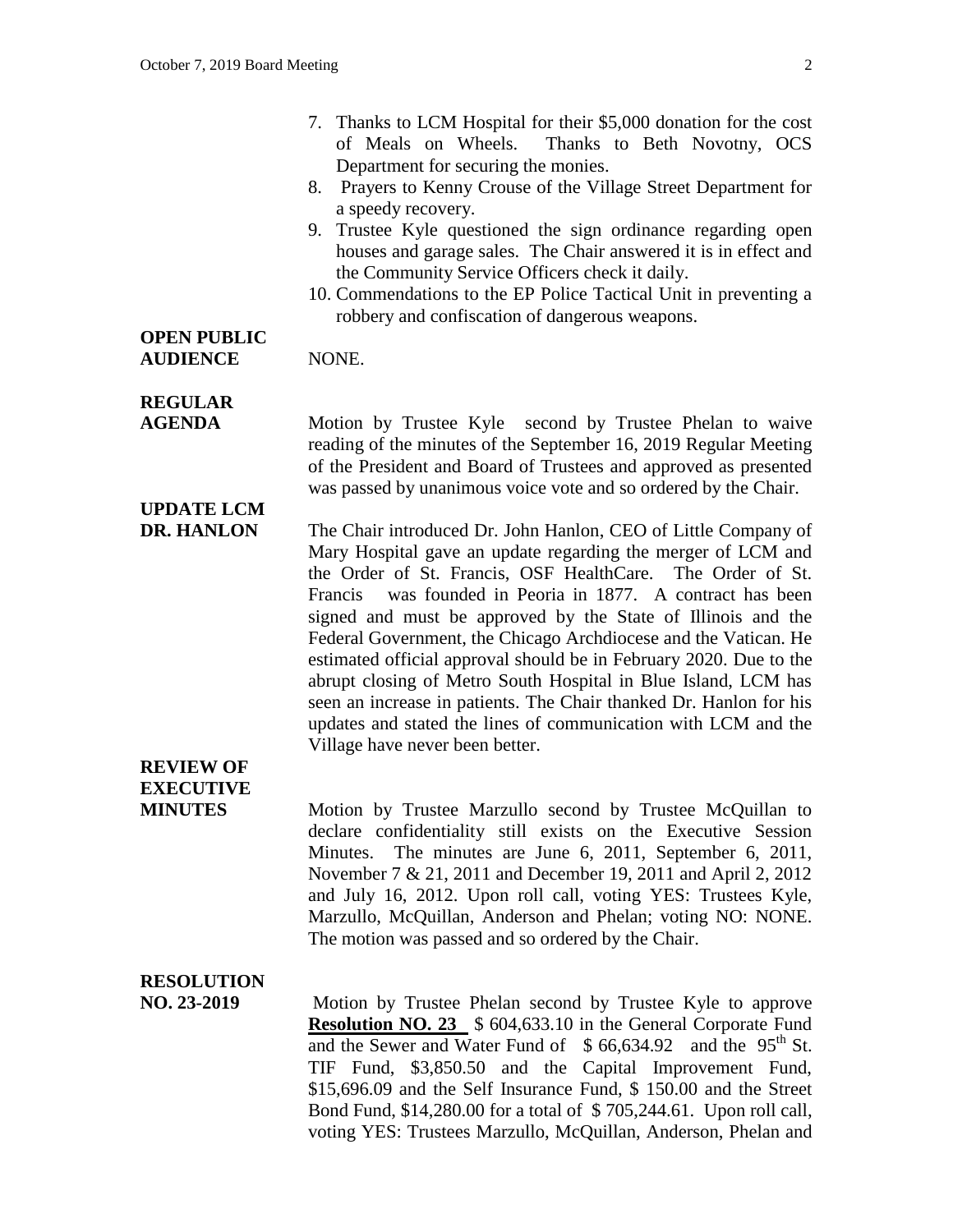7. Thanks to LCM Hospital for their $5,000 donation for the cost of Meals on Wheels. Thanks to Beth Novotny, OCS Department for securing the monies.
8. Prayers to Kenny Crouse of the Village Street Department for a speedy recovery.
9. Trustee Kyle questioned the sign ordinance regarding open houses and garage sales. The Chair answered it is in effect and the Community Service Officers check it daily.
10. Commendations to the EP Police Tactical Unit in preventing a robbery and confiscation of dangerous weapons.

**OPEN PUBLIC AUDIENCE**

NONE.

**REGULAR AGENDA**

Motion by Trustee Kyle second by Trustee Phelan to waive reading of the minutes of the September 16, 2019 Regular Meeting of the President and Board of Trustees and approved as presented was passed by unanimous voice vote and so ordered by the Chair.

**UPDATE LCM DR. HANLON**

The Chair introduced Dr. John Hanlon, CEO of Little Company of Mary Hospital gave an update regarding the merger of LCM and the Order of St. Francis, OSF HealthCare. The Order of St. Francis was founded in Peoria in 1877. A contract has been signed and must be approved by the State of Illinois and the Federal Government, the Chicago Archdiocese and the Vatican. He estimated official approval should be in February 2020. Due to the abrupt closing of Metro South Hospital in Blue Island, LCM has seen an increase in patients. The Chair thanked Dr. Hanlon for his updates and stated the lines of communication with LCM and the Village have never been better.

**REVIEW OF EXECUTIVE MINUTES**

Motion by Trustee Marzullo second by Trustee McQuillan to declare confidentiality still exists on the Executive Session Minutes. The minutes are June 6, 2011, September 6, 2011, November 7 & 21, 2011 and December 19, 2011 and April 2, 2012 and July 16, 2012. Upon roll call, voting YES: Trustees Kyle, Marzullo, McQuillan, Anderson and Phelan; voting NO: NONE. The motion was passed and so ordered by the Chair.

**RESOLUTION NO. 23-2019**

Motion by Trustee Phelan second by Trustee Kyle to approve **Resolution NO. 23** $ 604,633.10 in the General Corporate Fund and the Sewer and Water Fund of $ 66,634.92 and the 95th St. TIF Fund, $3,850.50 and the Capital Improvement Fund, $15,696.09 and the Self Insurance Fund, $ 150.00 and the Street Bond Fund, $14,280.00 for a total of $ 705,244.61. Upon roll call, voting YES: Trustees Marzullo, McQuillan, Anderson, Phelan and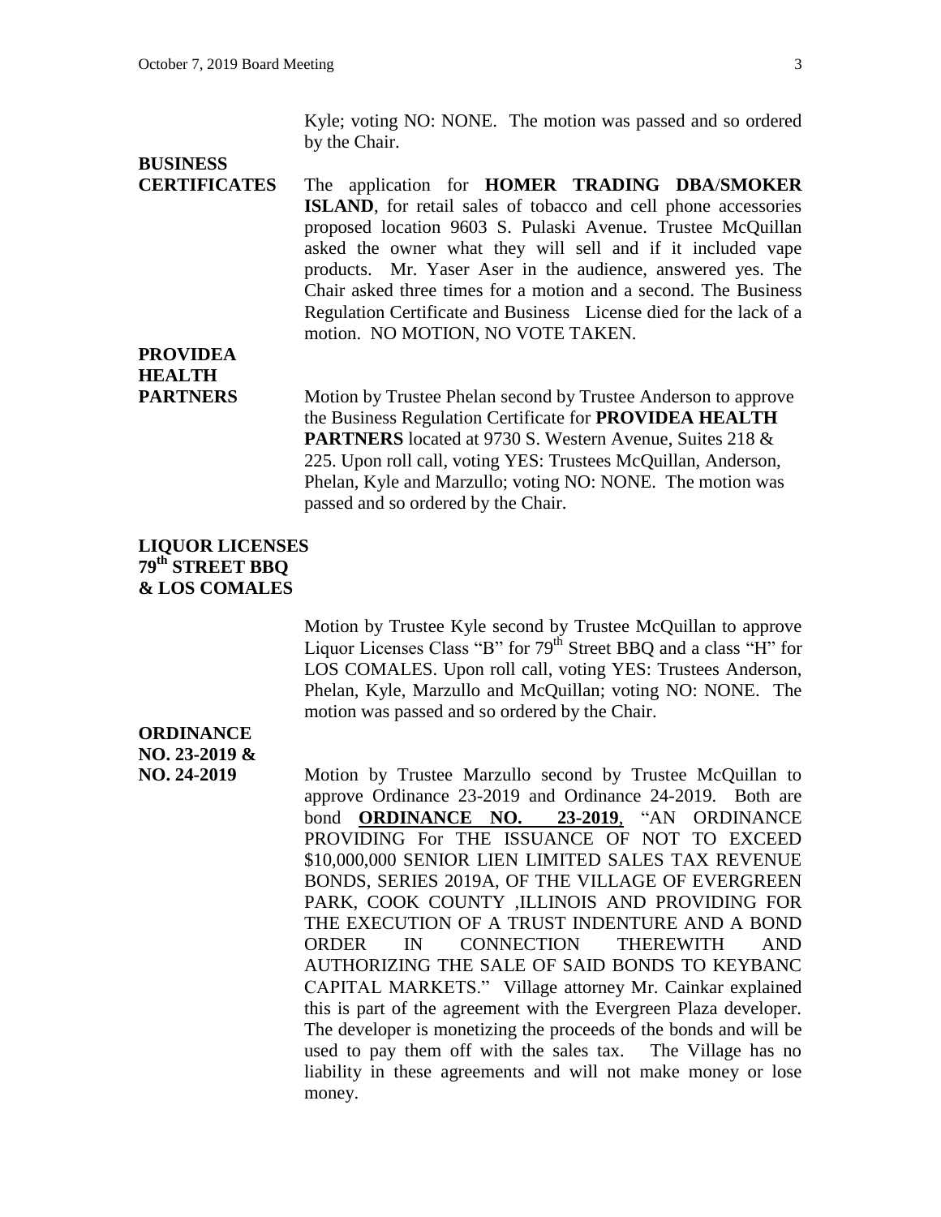Kyle; voting NO: NONE. The motion was passed and so ordered by the Chair.

**BUSINESS CERTIFICATES**

The application for **HOMER TRADING DBA/SMOKER ISLAND**, for retail sales of tobacco and cell phone accessories proposed location 9603 S. Pulaski Avenue. Trustee McQuillan asked the owner what they will sell and if it included vape products. Mr. Yaser Aser in the audience, answered yes. The Chair asked three times for a motion and a second. The Business Regulation Certificate and Business License died for the lack of a motion. NO MOTION, NO VOTE TAKEN.

**PROVIDEA HEALTH PARTNERS**

Motion by Trustee Phelan second by Trustee Anderson to approve the Business Regulation Certificate for **PROVIDEA HEALTH PARTNERS** located at 9730 S. Western Avenue, Suites 218 & 225. Upon roll call, voting YES: Trustees McQuillan, Anderson, Phelan, Kyle and Marzullo; voting NO: NONE. The motion was passed and so ordered by the Chair.

**LIQUOR LICENSES 79th STREET BBQ & LOS COMALES**

Motion by Trustee Kyle second by Trustee McQuillan to approve Liquor Licenses Class "B" for 79th Street BBQ and a class "H" for LOS COMALES. Upon roll call, voting YES: Trustees Anderson, Phelan, Kyle, Marzullo and McQuillan; voting NO: NONE. The motion was passed and so ordered by the Chair.

**ORDINANCE NO. 23-2019 & NO. 24-2019**

Motion by Trustee Marzullo second by Trustee McQuillan to approve Ordinance 23-2019 and Ordinance 24-2019. Both are bond **ORDINANCE NO. 23-2019**, "AN ORDINANCE PROVIDING For THE ISSUANCE OF NOT TO EXCEED $10,000,000 SENIOR LIEN LIMITED SALES TAX REVENUE BONDS, SERIES 2019A, OF THE VILLAGE OF EVERGREEN PARK, COOK COUNTY ,ILLINOIS AND PROVIDING FOR THE EXECUTION OF A TRUST INDENTURE AND A BOND ORDER IN CONNECTION THEREWITH AND AUTHORIZING THE SALE OF SAID BONDS TO KEYBANC CAPITAL MARKETS." Village attorney Mr. Cainkar explained this is part of the agreement with the Evergreen Plaza developer. The developer is monetizing the proceeds of the bonds and will be used to pay them off with the sales tax. The Village has no liability in these agreements and will not make money or lose money.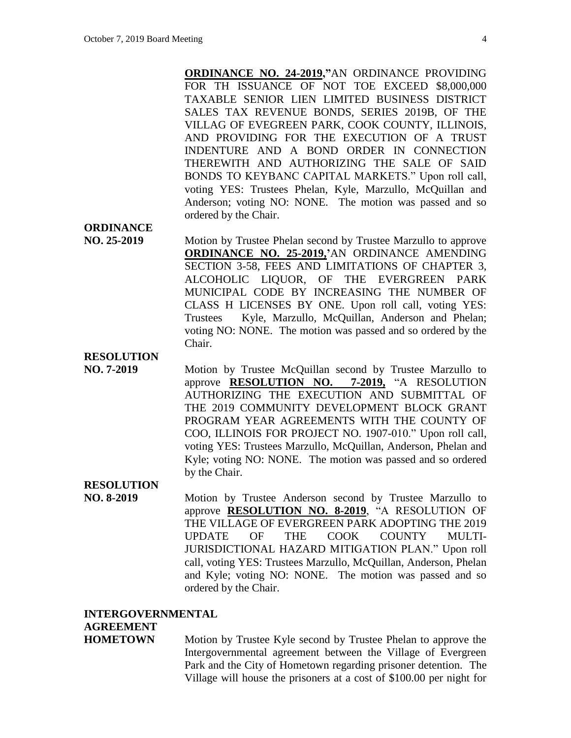**ORDINANCE NO. 24-2019,"**AN ORDINANCE PROVIDING FOR TH ISSUANCE OF NOT TOE EXCEED $8,000,000 TAXABLE SENIOR LIEN LIMITED BUSINESS DISTRICT SALES TAX REVENUE BONDS, SERIES 2019B, OF THE VILLAG OF EVEGREEN PARK, COOK COUNTY, ILLINOIS, AND PROVIDING FOR THE EXECUTION OF A TRUST INDENTURE AND A BOND ORDER IN CONNECTION THEREWITH AND AUTHORIZING THE SALE OF SAID BONDS TO KEYBANC CAPITAL MARKETS." Upon roll call, voting YES: Trustees Phelan, Kyle, Marzullo, McQuillan and Anderson; voting NO: NONE. The motion was passed and so ordered by the Chair.

**ORDINANCE NO. 25-2019**

Motion by Trustee Phelan second by Trustee Marzullo to approve **ORDINANCE NO. 25-2019,'**AN ORDINANCE AMENDING SECTION 3-58, FEES AND LIMITATIONS OF CHAPTER 3, ALCOHOLIC LIQUOR, OF THE EVERGREEN PARK MUNICIPAL CODE BY INCREASING THE NUMBER OF CLASS H LICENSES BY ONE. Upon roll call, voting YES: Trustees Kyle, Marzullo, McQuillan, Anderson and Phelan; voting NO: NONE. The motion was passed and so ordered by the Chair.

**RESOLUTION NO. 7-2019**

Motion by Trustee McQuillan second by Trustee Marzullo to approve **RESOLUTION NO. 7-2019,** "A RESOLUTION AUTHORIZING THE EXECUTION AND SUBMITTAL OF THE 2019 COMMUNITY DEVELOPMENT BLOCK GRANT PROGRAM YEAR AGREEMENTS WITH THE COUNTY OF COO, ILLINOIS FOR PROJECT NO. 1907-010." Upon roll call, voting YES: Trustees Marzullo, McQuillan, Anderson, Phelan and Kyle; voting NO: NONE. The motion was passed and so ordered by the Chair.

**RESOLUTION NO. 8-2019**

Motion by Trustee Anderson second by Trustee Marzullo to approve **RESOLUTION NO. 8-2019**, "A RESOLUTION OF THE VILLAGE OF EVERGREEN PARK ADOPTING THE 2019 UPDATE OF THE COOK COUNTY MULTI-JURISDICTIONAL HAZARD MITIGATION PLAN." Upon roll call, voting YES: Trustees Marzullo, McQuillan, Anderson, Phelan and Kyle; voting NO: NONE. The motion was passed and so ordered by the Chair.

**INTERGOVERNMENTAL AGREEMENT HOMETOWN**

Motion by Trustee Kyle second by Trustee Phelan to approve the Intergovernmental agreement between the Village of Evergreen Park and the City of Hometown regarding prisoner detention. The Village will house the prisoners at a cost of $100.00 per night for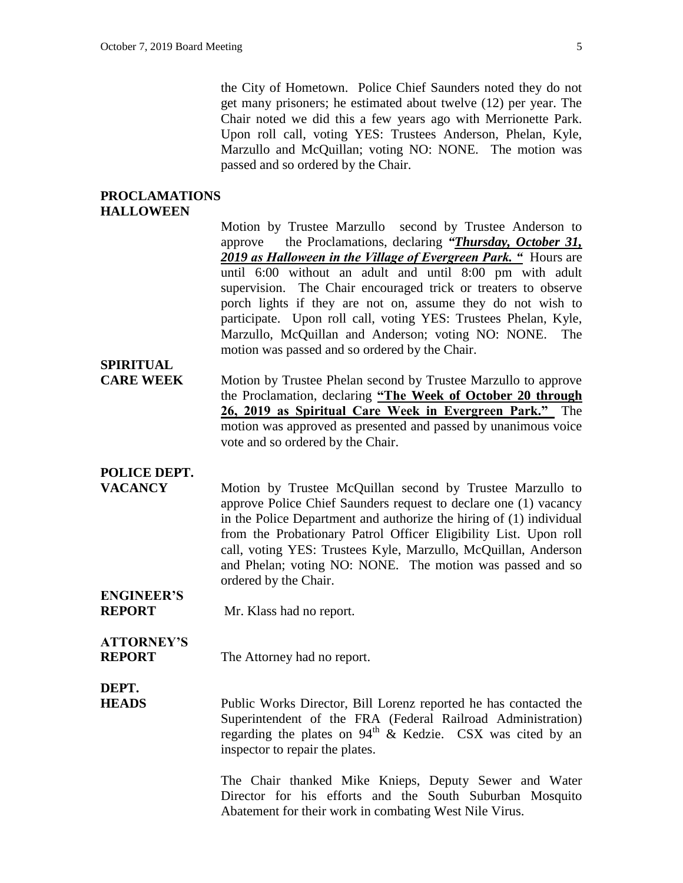the City of Hometown. Police Chief Saunders noted they do not get many prisoners; he estimated about twelve (12) per year. The Chair noted we did this a few years ago with Merrionette Park. Upon roll call, voting YES: Trustees Anderson, Phelan, Kyle, Marzullo and McQuillan; voting NO: NONE. The motion was passed and so ordered by the Chair.

**PROCLAMATIONS**
**HALLOWEEN**

Motion by Trustee Marzullo second by Trustee Anderson to approve the Proclamations, declaring ***"Thursday, October 31, 2019 as Halloween in the Village of Evergreen Park. "*** Hours are until 6:00 without an adult and until 8:00 pm with adult supervision. The Chair encouraged trick or treaters to observe porch lights if they are not on, assume they do not wish to participate. Upon roll call, voting YES: Trustees Phelan, Kyle, Marzullo, McQuillan and Anderson; voting NO: NONE. The motion was passed and so ordered by the Chair.

**SPIRITUAL CARE WEEK**

Motion by Trustee Phelan second by Trustee Marzullo to approve the Proclamation, declaring **"The Week of October 20 through 26, 2019 as Spiritual Care Week in Evergreen Park."** The motion was approved as presented and passed by unanimous voice vote and so ordered by the Chair.

**POLICE DEPT. VACANCY**

Motion by Trustee McQuillan second by Trustee Marzullo to approve Police Chief Saunders request to declare one (1) vacancy in the Police Department and authorize the hiring of (1) individual from the Probationary Patrol Officer Eligibility List. Upon roll call, voting YES: Trustees Kyle, Marzullo, McQuillan, Anderson and Phelan; voting NO: NONE. The motion was passed and so ordered by the Chair.

**ENGINEER'S REPORT**

Mr. Klass had no report.

**ATTORNEY'S REPORT**

The Attorney had no report.

**DEPT. HEADS**

Public Works Director, Bill Lorenz reported he has contacted the Superintendent of the FRA (Federal Railroad Administration) regarding the plates on 94th & Kedzie. CSX was cited by an inspector to repair the plates.

The Chair thanked Mike Knieps, Deputy Sewer and Water Director for his efforts and the South Suburban Mosquito Abatement for their work in combating West Nile Virus.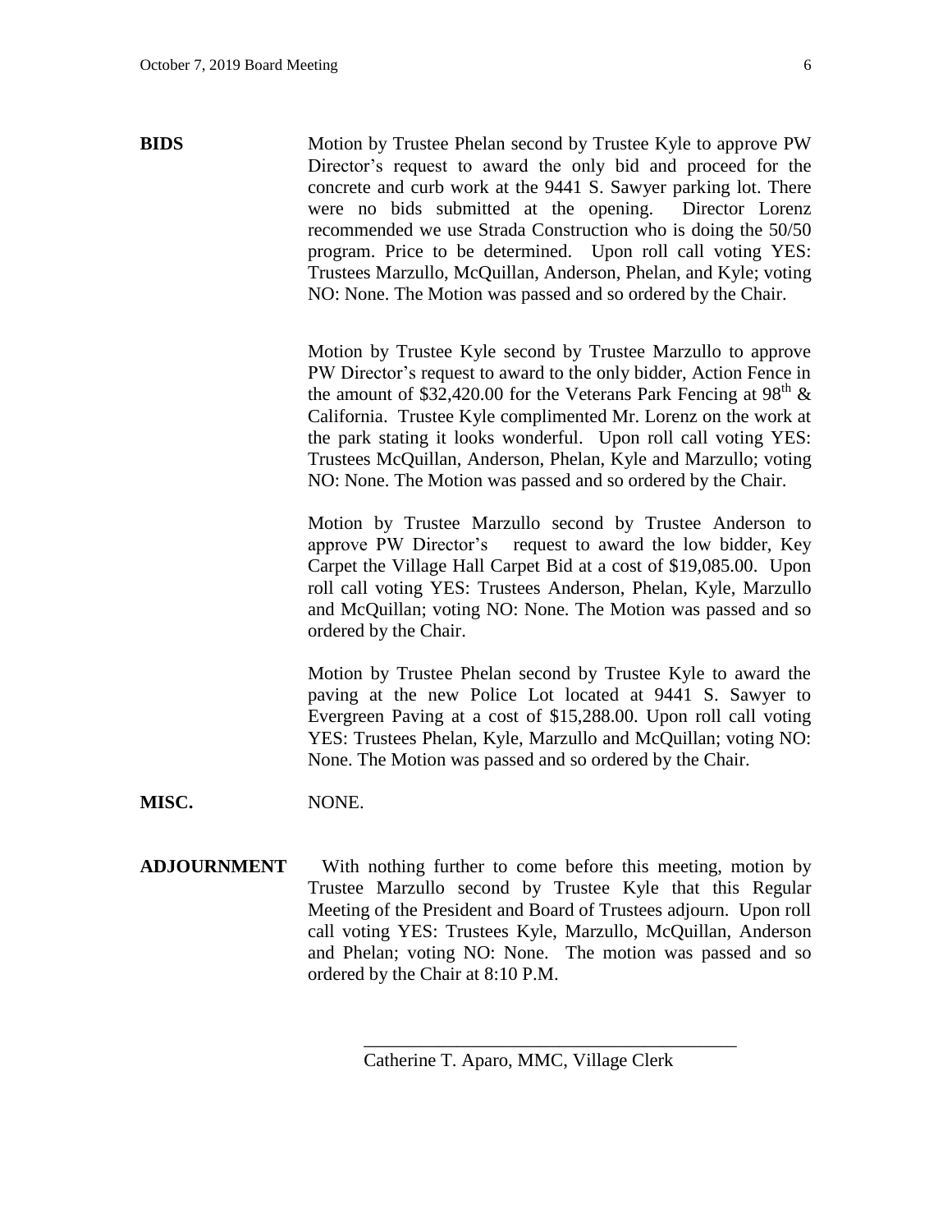**BIDS**

Motion by Trustee Phelan second by Trustee Kyle to approve PW Director's request to award the only bid and proceed for the concrete and curb work at the 9441 S. Sawyer parking lot. There were no bids submitted at the opening. Director Lorenz recommended we use Strada Construction who is doing the 50/50 program. Price to be determined. Upon roll call voting YES: Trustees Marzullo, McQuillan, Anderson, Phelan, and Kyle; voting NO: None. The Motion was passed and so ordered by the Chair.

Motion by Trustee Kyle second by Trustee Marzullo to approve PW Director's request to award to the only bidder, Action Fence in the amount of $32,420.00 for the Veterans Park Fencing at 98th & California. Trustee Kyle complimented Mr. Lorenz on the work at the park stating it looks wonderful. Upon roll call voting YES: Trustees McQuillan, Anderson, Phelan, Kyle and Marzullo; voting NO: None. The Motion was passed and so ordered by the Chair.

Motion by Trustee Marzullo second by Trustee Anderson to approve PW Director's request to award the low bidder, Key Carpet the Village Hall Carpet Bid at a cost of $19,085.00. Upon roll call voting YES: Trustees Anderson, Phelan, Kyle, Marzullo and McQuillan; voting NO: None. The Motion was passed and so ordered by the Chair.

Motion by Trustee Phelan second by Trustee Kyle to award the paving at the new Police Lot located at 9441 S. Sawyer to Evergreen Paving at a cost of $15,288.00. Upon roll call voting YES: Trustees Phelan, Kyle, Marzullo and McQuillan; voting NO: None. The Motion was passed and so ordered by the Chair.

**MISC.** NONE.

**ADJOURNMENT**

With nothing further to come before this meeting, motion by Trustee Marzullo second by Trustee Kyle that this Regular Meeting of the President and Board of Trustees adjourn. Upon roll call voting YES: Trustees Kyle, Marzullo, McQuillan, Anderson and Phelan; voting NO: None. The motion was passed and so ordered by the Chair at 8:10 P.M.

\_\_\_\_\_\_\_\_\_\_\_\_\_\_\_\_\_\_\_\_\_\_\_\_\_\_\_\_\_\_\_\_\_\_\_\_\_\_\_\_

Catherine T. Aparo, MMC, Village Clerk